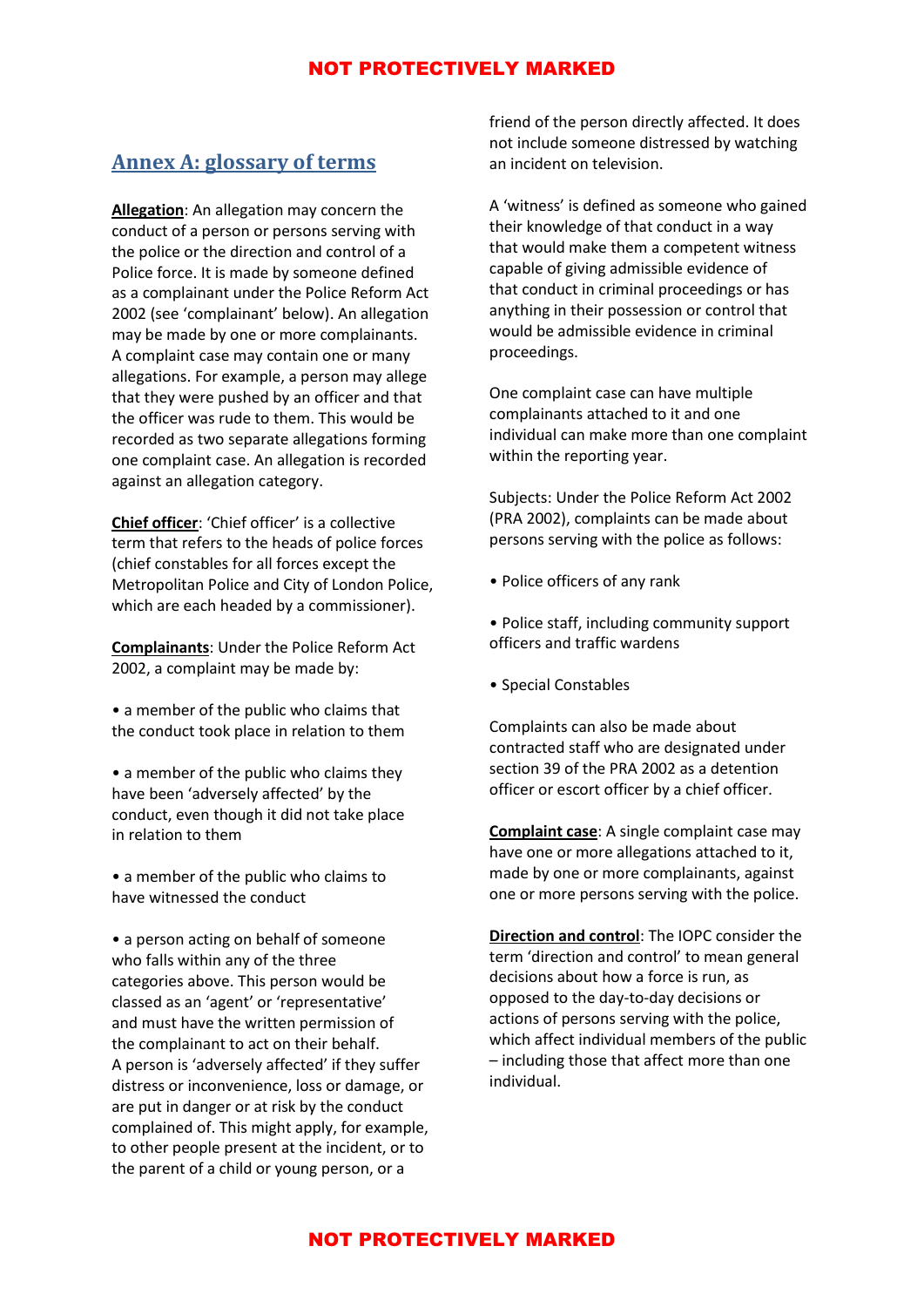## Annex A: glossary of terms

**Allegation**: An allegation may concern the conduct of a person or persons serving with the police or the direction and control of a Police force. It is made by someone defined as a complainant under the Police Reform Act 2002 (see 'complainant' below). An allegation may be made by one or more complainants. A complaint case may contain one or many allegations. For example, a person may allege that they were pushed by an officer and that the officer was rude to them. This would be recorded as two separate allegations forming one complaint case. An allegation is recorded against an allegation category.

**Chief officer**: 'Chief officer' is a collective term that refers to the heads of police forces (chief constables for all forces except the Metropolitan Police and City of London Police, which are each headed by a commissioner).

**Complainants**: Under the Police Reform Act 2002, a complaint may be made by:

- a member of the public who claims that the conduct took place in relation to them
- a member of the public who claims they have been 'adversely affected' by the conduct, even though it did not take place in relation to them
- a member of the public who claims to have witnessed the conduct
- a person acting on behalf of someone who falls within any of the three categories above. This person would be classed as an 'agent' or 'representative' and must have the written permission of the complainant to act on their behalf.

A person is 'adversely affected' if they suffer distress or inconvenience, loss or damage, or are put in danger or at risk by the conduct complained of. This might apply, for example, to other people present at the incident, or to the parent of a child or young person, or a friend of the person directly affected. It does not include someone distressed by watching an incident on television.

A 'witness' is defined as someone who gained their knowledge of that conduct in a way that would make them a competent witness capable of giving admissible evidence of that conduct in criminal proceedings or has anything in their possession or control that would be admissible evidence in criminal proceedings.

One complaint case can have multiple complainants attached to it and one individual can make more than one complaint within the reporting year.

Subjects: Under the Police Reform Act 2002 (PRA 2002), complaints can be made about persons serving with the police as follows:

- Police officers of any rank
- Police staff, including community support officers and traffic wardens
- Special Constables

Complaints can also be made about contracted staff who are designated under section 39 of the PRA 2002 as a detention officer or escort officer by a chief officer.

**Complaint case**: A single complaint case may have one or more allegations attached to it, made by one or more complainants, against one or more persons serving with the police.

**Direction and control**: The IOPC consider the term 'direction and control' to mean general decisions about how a force is run, as opposed to the day-to-day decisions or actions of persons serving with the police, which affect individual members of the public – including those that affect more than one individual.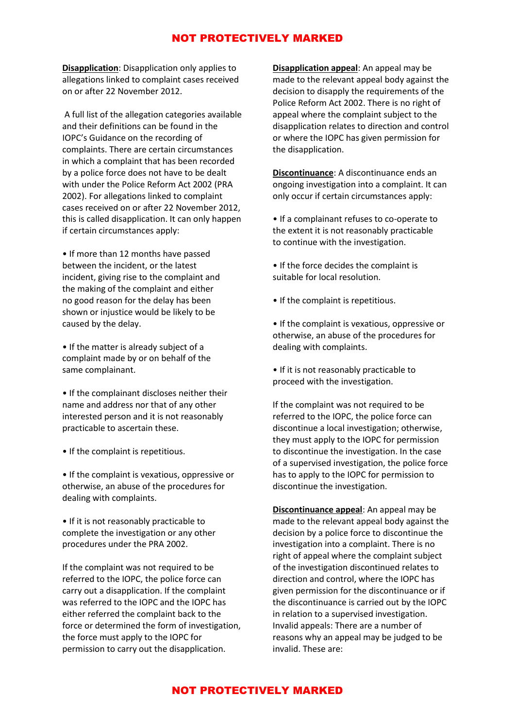**<u>Disapplication</u>**: Disapplication only applies to allegations linked to complaint cases received on or after 22 November 2012.

A full list of the allegation categories available and their definitions can be found in the IOPC's Guidance on the recording of complaints. There are certain circumstances in which a complaint that has been recorded by a police force does not have to be dealt with under the Police Reform Act 2002 (PRA 2002). For allegations linked to complaint cases received on or after 22 November 2012, this is called disapplication. It can only happen if certain circumstances apply:

- If more than 12 months have passed between the incident, or the latest incident, giving rise to the complaint and the making of the complaint and either no good reason for the delay has been shown or injustice would be likely to be caused by the delay.
- If the matter is already subject of a complaint made by or on behalf of the same complainant.
- If the complainant discloses neither their name and address nor that of any other interested person and it is not reasonably practicable to ascertain these.
- If the complaint is repetitious.
- If the complaint is vexatious, oppressive or otherwise, an abuse of the procedures for dealing with complaints.
- If it is not reasonably practicable to complete the investigation or any other procedures under the PRA 2002.

If the complaint was not required to be referred to the IOPC, the police force can carry out a disapplication. If the complaint was referred to the IOPC and the IOPC has either referred the complaint back to the force or determined the form of investigation, the force must apply to the IOPC for permission to carry out the disapplication.

**<u>Disapplication appeal</u>**: An appeal may be made to the relevant appeal body against the decision to disapply the requirements of the Police Reform Act 2002. There is no right of appeal where the complaint subject to the disapplication relates to direction and control or where the IOPC has given permission for the disapplication.

**<u>Discontinuance</u>**: A discontinuance ends an ongoing investigation into a complaint. It can only occur if certain circumstances apply:

- If a complainant refuses to co-operate to the extent it is not reasonably practicable to continue with the investigation.
- If the force decides the complaint is suitable for local resolution.
- If the complaint is repetitious.
- If the complaint is vexatious, oppressive or otherwise, an abuse of the procedures for dealing with complaints.
- If it is not reasonably practicable to proceed with the investigation.

If the complaint was not required to be referred to the IOPC, the police force can discontinue a local investigation; otherwise, they must apply to the IOPC for permission to discontinue the investigation. In the case of a supervised investigation, the police force has to apply to the IOPC for permission to discontinue the investigation.

**<u>Discontinuance appeal</u>**: An appeal may be made to the relevant appeal body against the decision by a police force to discontinue the investigation into a complaint. There is no right of appeal where the complaint subject of the investigation discontinued relates to direction and control, where the IOPC has given permission for the discontinuance or if the discontinuance is carried out by the IOPC in relation to a supervised investigation. Invalid appeals: There are a number of reasons why an appeal may be judged to be invalid. These are: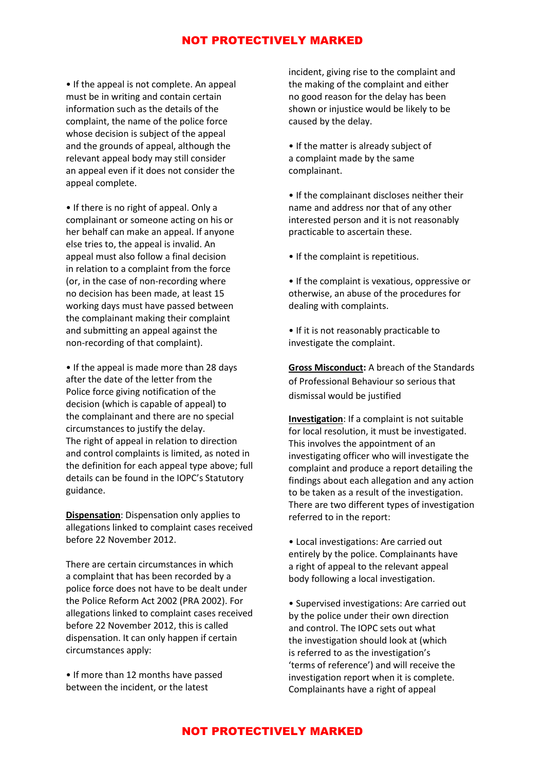- If the appeal is not complete. An appeal must be in writing and contain certain information such as the details of the complaint, the name of the police force whose decision is subject of the appeal and the grounds of appeal, although the relevant appeal body may still consider an appeal even if it does not consider the appeal complete.

- If there is no right of appeal. Only a complainant or someone acting on his or her behalf can make an appeal. If anyone else tries to, the appeal is invalid. An appeal must also follow a final decision in relation to a complaint from the force (or, in the case of non-recording where no decision has been made, at least 15 working days must have passed between the complainant making their complaint and submitting an appeal against the non-recording of that complaint).

- If the appeal is made more than 28 days after the date of the letter from the Police force giving notification of the decision (which is capable of appeal) to the complainant and there are no special circumstances to justify the delay.

The right of appeal in relation to direction and control complaints is limited, as noted in the definition for each appeal type above; full details can be found in the IOPC's Statutory guidance.

**Dispensation**: Dispensation only applies to allegations linked to complaint cases received before 22 November 2012.

There are certain circumstances in which a complaint that has been recorded by a police force does not have to be dealt under the Police Reform Act 2002 (PRA 2002). For allegations linked to complaint cases received before 22 November 2012, this is called dispensation. It can only happen if certain circumstances apply:

- If more than 12 months have passed between the incident, or the latest incident, giving rise to the complaint and the making of the complaint and either no good reason for the delay has been shown or injustice would be likely to be caused by the delay.

- If the matter is already subject of a complaint made by the same complainant.

- If the complainant discloses neither their name and address nor that of any other interested person and it is not reasonably practicable to ascertain these.

- If the complaint is repetitious.

- If the complaint is vexatious, oppressive or otherwise, an abuse of the procedures for dealing with complaints.

- If it is not reasonably practicable to investigate the complaint.

**Gross Misconduct:** A breach of the Standards of Professional Behaviour so serious that dismissal would be justified

**Investigation**: If a complaint is not suitable for local resolution, it must be investigated. This involves the appointment of an investigating officer who will investigate the complaint and produce a report detailing the findings about each allegation and any action to be taken as a result of the investigation. There are two different types of investigation referred to in the report:

- Local investigations: Are carried out entirely by the police. Complainants have a right of appeal to the relevant appeal body following a local investigation.

- Supervised investigations: Are carried out by the police under their own direction and control. The IOPC sets out what the investigation should look at (which is referred to as the investigation's 'terms of reference') and will receive the investigation report when it is complete. Complainants have a right of appeal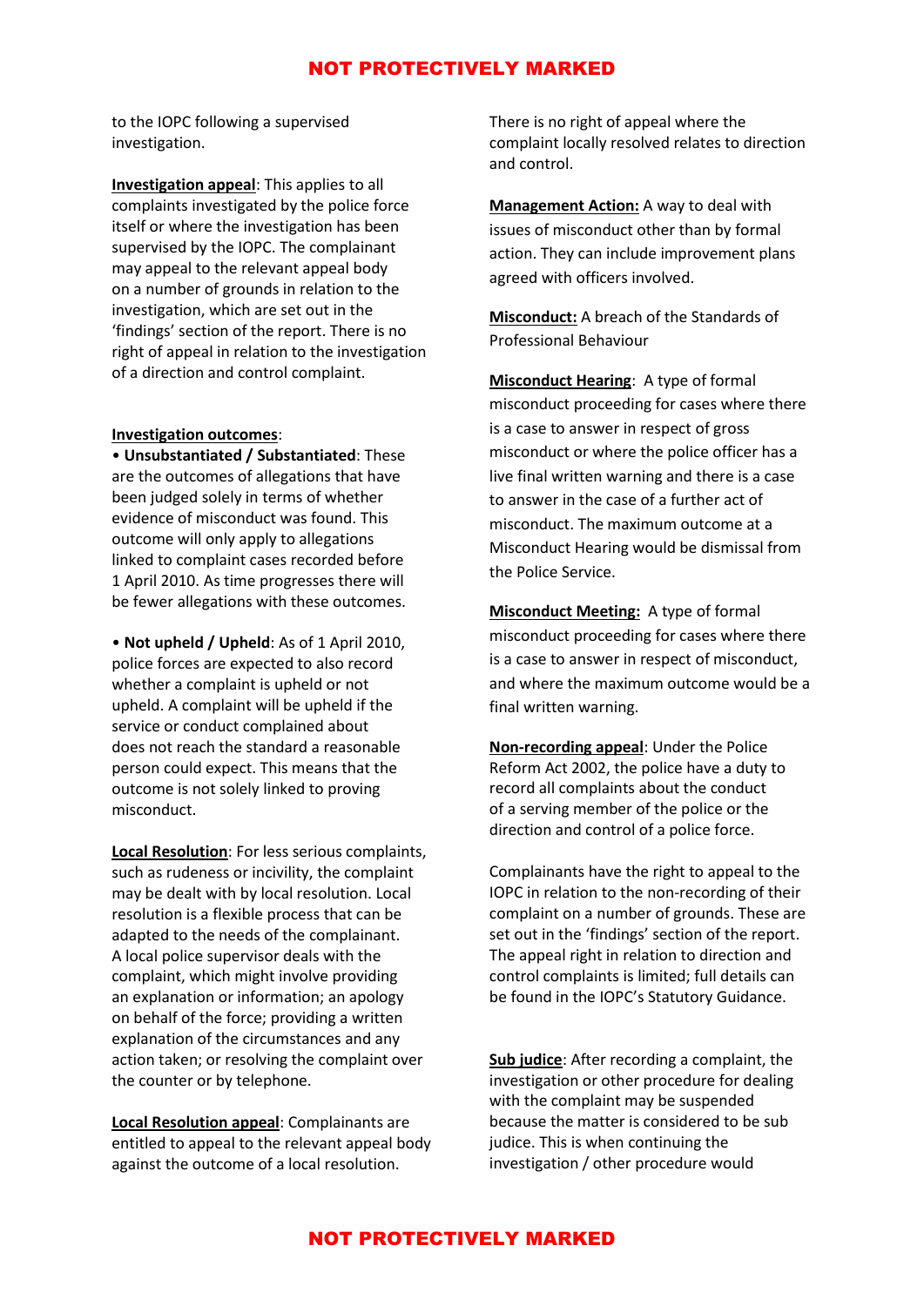to the IOPC following a supervised investigation.

**Investigation appeal**: This applies to all complaints investigated by the police force itself or where the investigation has been supervised by the IOPC. The complainant may appeal to the relevant appeal body on a number of grounds in relation to the investigation, which are set out in the 'findings' section of the report. There is no right of appeal in relation to the investigation of a direction and control complaint.

**Investigation outcomes**:

- **Unsubstantiated / Substantiated**: These are the outcomes of allegations that have been judged solely in terms of whether evidence of misconduct was found. This outcome will only apply to allegations linked to complaint cases recorded before 1 April 2010. As time progresses there will be fewer allegations with these outcomes.

- **Not upheld / Upheld**: As of 1 April 2010, police forces are expected to also record whether a complaint is upheld or not upheld. A complaint will be upheld if the service or conduct complained about does not reach the standard a reasonable person could expect. This means that the outcome is not solely linked to proving misconduct.

**Local Resolution**: For less serious complaints, such as rudeness or incivility, the complaint may be dealt with by local resolution. Local resolution is a flexible process that can be adapted to the needs of the complainant. A local police supervisor deals with the complaint, which might involve providing an explanation or information; an apology on behalf of the force; providing a written explanation of the circumstances and any action taken; or resolving the complaint over the counter or by telephone.

**Local Resolution appeal**: Complainants are entitled to appeal to the relevant appeal body against the outcome of a local resolution.

There is no right of appeal where the complaint locally resolved relates to direction and control.

**Management Action:** A way to deal with issues of misconduct other than by formal action. They can include improvement plans agreed with officers involved.

**Misconduct:** A breach of the Standards of Professional Behaviour

**Misconduct Hearing**: A type of formal misconduct proceeding for cases where there is a case to answer in respect of gross misconduct or where the police officer has a live final written warning and there is a case to answer in the case of a further act of misconduct. The maximum outcome at a Misconduct Hearing would be dismissal from the Police Service.

**Misconduct Meeting:** A type of formal misconduct proceeding for cases where there is a case to answer in respect of misconduct, and where the maximum outcome would be a final written warning.

**Non-recording appeal**: Under the Police Reform Act 2002, the police have a duty to record all complaints about the conduct of a serving member of the police or the direction and control of a police force.

Complainants have the right to appeal to the IOPC in relation to the non-recording of their complaint on a number of grounds. These are set out in the 'findings' section of the report. The appeal right in relation to direction and control complaints is limited; full details can be found in the IOPC's Statutory Guidance.

**Sub judice**: After recording a complaint, the investigation or other procedure for dealing with the complaint may be suspended because the matter is considered to be sub judice. This is when continuing the investigation / other procedure would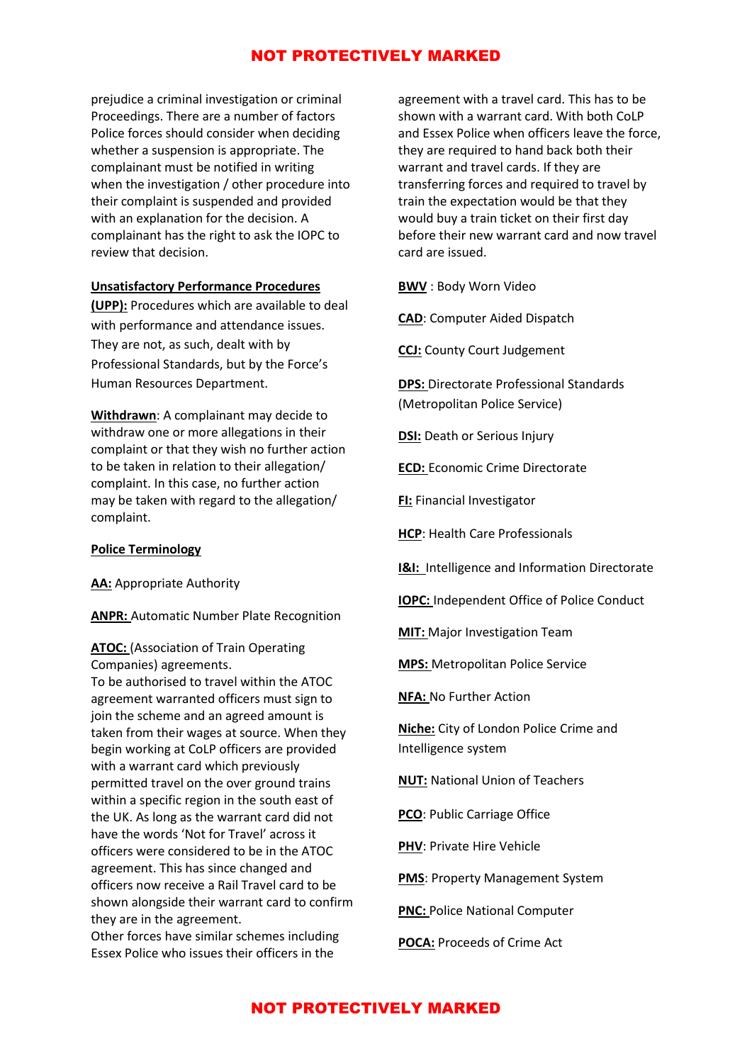prejudice a criminal investigation or criminal Proceedings. There are a number of factors Police forces should consider when deciding whether a suspension is appropriate. The complainant must be notified in writing when the investigation / other procedure into their complaint is suspended and provided with an explanation for the decision. A complainant has the right to ask the IOPC to review that decision.

**Unsatisfactory Performance Procedures (UPP):** Procedures which are available to deal with performance and attendance issues. They are not, as such, dealt with by Professional Standards, but by the Force's Human Resources Department.

**Withdrawn**: A complainant may decide to withdraw one or more allegations in their complaint or that they wish no further action to be taken in relation to their allegation/ complaint. In this case, no further action may be taken with regard to the allegation/ complaint.

**Police Terminology**

**AA:** Appropriate Authority

**ANPR:** Automatic Number Plate Recognition

**ATOC:** (Association of Train Operating Companies) agreements.
To be authorised to travel within the ATOC agreement warranted officers must sign to join the scheme and an agreed amount is taken from their wages at source. When they begin working at CoLP officers are provided with a warrant card which previously permitted travel on the over ground trains within a specific region in the south east of the UK. As long as the warrant card did not have the words 'Not for Travel' across it officers were considered to be in the ATOC agreement. This has since changed and officers now receive a Rail Travel card to be shown alongside their warrant card to confirm they are in the agreement.
Other forces have similar schemes including Essex Police who issues their officers in the agreement with a travel card. This has to be shown with a warrant card. With both CoLP and Essex Police when officers leave the force, they are required to hand back both their warrant and travel cards. If they are transferring forces and required to travel by train the expectation would be that they would buy a train ticket on their first day before their new warrant card and now travel card are issued.

**BWV** : Body Worn Video

**CAD**: Computer Aided Dispatch

**CCJ:** County Court Judgement

**DPS:** Directorate Professional Standards (Metropolitan Police Service)

**DSI:** Death or Serious Injury

**ECD:** Economic Crime Directorate

**FI:** Financial Investigator

**HCP**: Health Care Professionals

**I&I:** Intelligence and Information Directorate

**IOPC:** Independent Office of Police Conduct

**MIT:** Major Investigation Team

**MPS:** Metropolitan Police Service

**NFA:** No Further Action

**Niche:** City of London Police Crime and Intelligence system

**NUT:** National Union of Teachers

**PCO**: Public Carriage Office

**PHV**: Private Hire Vehicle

**PMS**: Property Management System

**PNC:** Police National Computer

**POCA:** Proceeds of Crime Act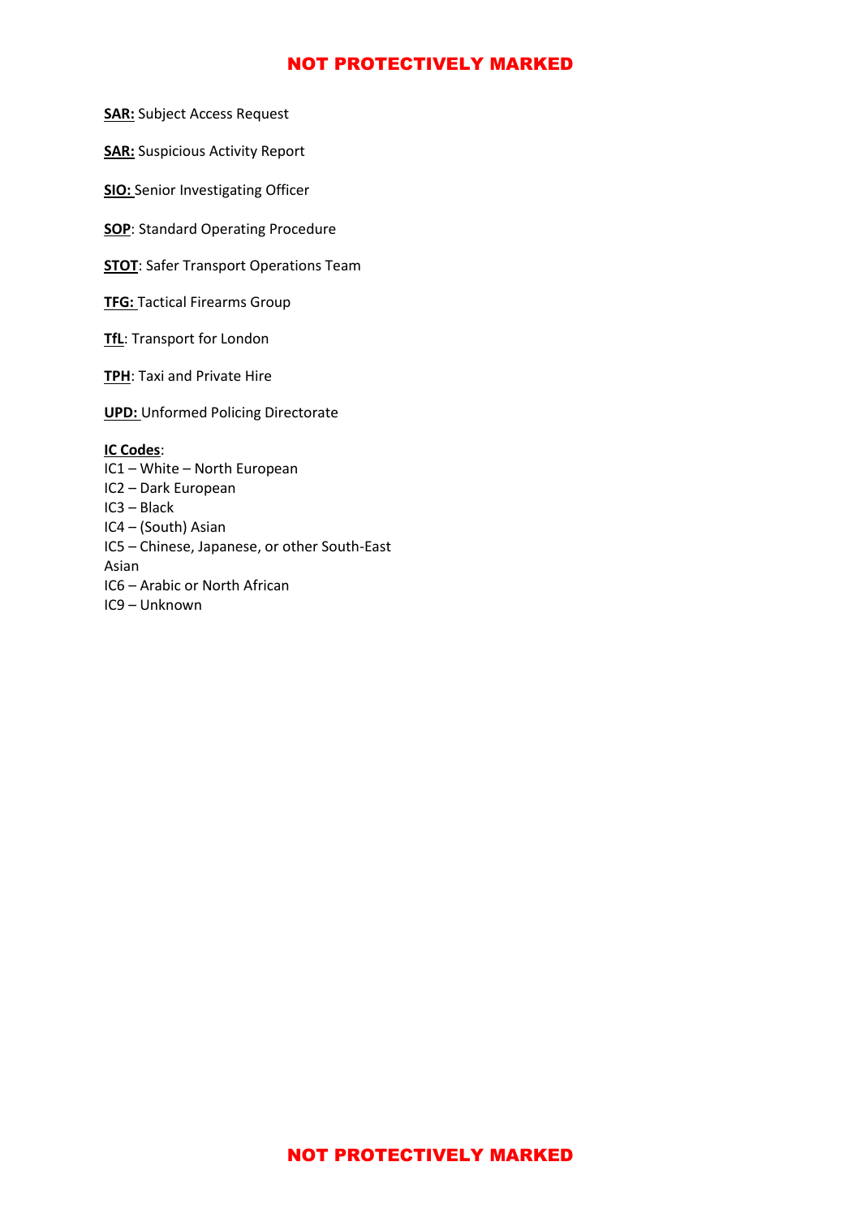**SAR:** Subject Access Request

**SAR:** Suspicious Activity Report

**SIO:** Senior Investigating Officer

**SOP**: Standard Operating Procedure

**STOT**: Safer Transport Operations Team

**TFG:** Tactical Firearms Group

**TfL**: Transport for London

**TPH**: Taxi and Private Hire

**UPD:** Unformed Policing Directorate

**IC Codes**:
IC1 – White – North European
IC2 – Dark European
IC3 – Black
IC4 – (South) Asian
IC5 – Chinese, Japanese, or other South-East Asian
IC6 – Arabic or North African
IC9 – Unknown